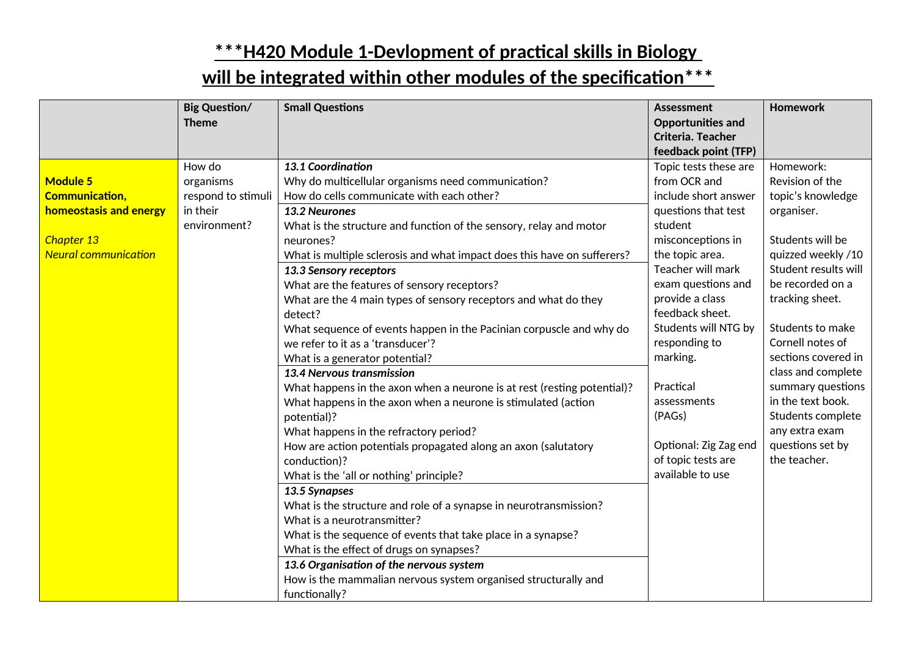# ***H420 Module 1-Devlopment of practical skills in Biology will be integrated within other modules of the specification***

| | Big Question/ Theme | Small Questions | Assessment Opportunities and Criteria. Teacher feedback point (TFP) | Homework |
|---|---|---|---|---|
| **Module 5 Communication, homeostasis and energy**<br><br>*Chapter 13 Neural communication* | How do organisms respond to stimuli in their environment? | ***13.1 Coordination***<br>Why do multicellular organisms need communication?<br>How do cells communicate with each other?<br>***13.2 Neurones***<br>What is the structure and function of the sensory, relay and motor neurones?<br>What is multiple sclerosis and what impact does this have on sufferers?<br>***13.3 Sensory receptors***<br>What are the features of sensory receptors?<br>What are the 4 main types of sensory receptors and what do they detect?<br>What sequence of events happen in the Pacinian corpuscle and why do we refer to it as a 'transducer'?<br>What is a generator potential?<br>***13.4 Nervous transmission***<br>What happens in the axon when a neurone is at rest (resting potential)?<br>What happens in the axon when a neurone is stimulated (action potential)?<br>What happens in the refractory period?<br>How are action potentials propagated along an axon (salutatory conduction)?<br>What is the 'all or nothing' principle?<br>***13.5 Synapses***<br>What is the structure and role of a synapse in neurotransmission?<br>What is a neurotransmitter?<br>What is the sequence of events that take place in a synapse?<br>What is the effect of drugs on synapses?<br>***13.6 Organisation of the nervous system***<br>How is the mammalian nervous system organised structurally and functionally? | Topic tests these are from OCR and include short answer questions that test student misconceptions in the topic area. Teacher will mark exam questions and provide a class feedback sheet. Students will NTG by responding to marking.<br><br>Practical assessments (PAGs)<br><br>Optional: Zig Zag end of topic tests are available to use | Homework: Revision of the topic's knowledge organiser.<br><br>Students will be quizzed weekly /10 Student results will be recorded on a tracking sheet.<br><br>Students to make Cornell notes of sections covered in class and complete summary questions in the text book. Students complete any extra exam questions set by the teacher. |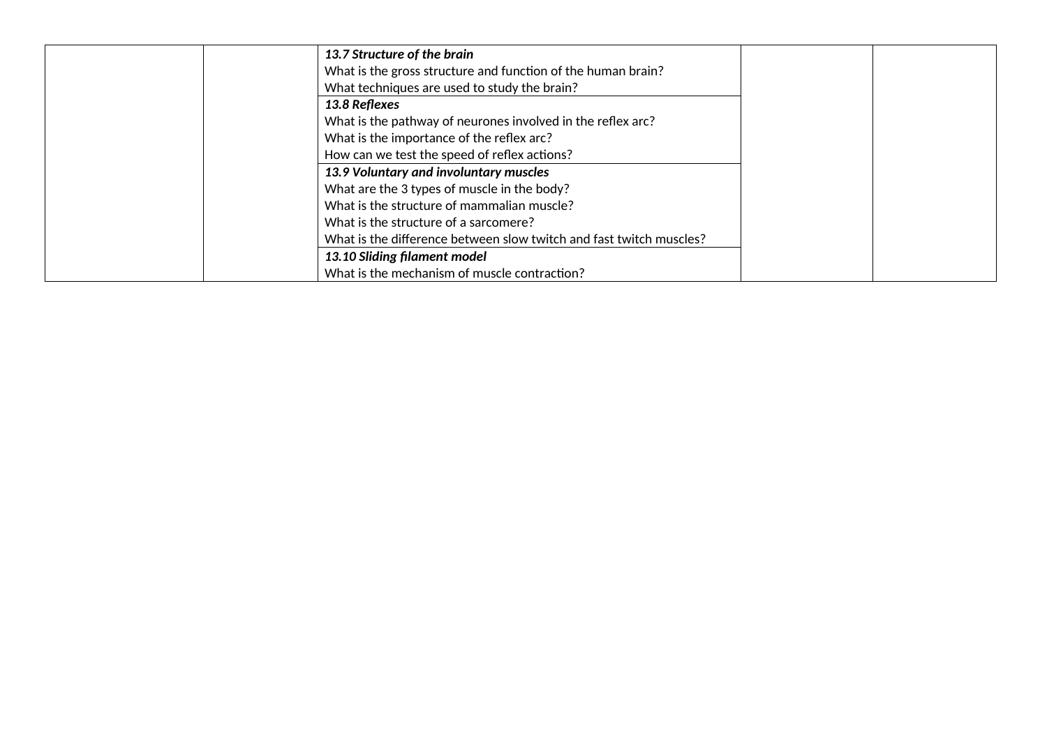| | | | | |
|---|---|---|---|---|
| | | ***13.7 Structure of the brain***<br>What is the gross structure and function of the human brain?<br>What techniques are used to study the brain? | | |
| | | ***13.8 Reflexes***<br>What is the pathway of neurones involved in the reflex arc?<br>What is the importance of the reflex arc?<br>How can we test the speed of reflex actions? | | |
| | | ***13.9 Voluntary and involuntary muscles***<br>What are the 3 types of muscle in the body?<br>What is the structure of mammalian muscle?<br>What is the structure of a sarcomere?<br>What is the difference between slow twitch and fast twitch muscles? | | |
| | | ***13.10 Sliding filament model***<br>What is the mechanism of muscle contraction? | | |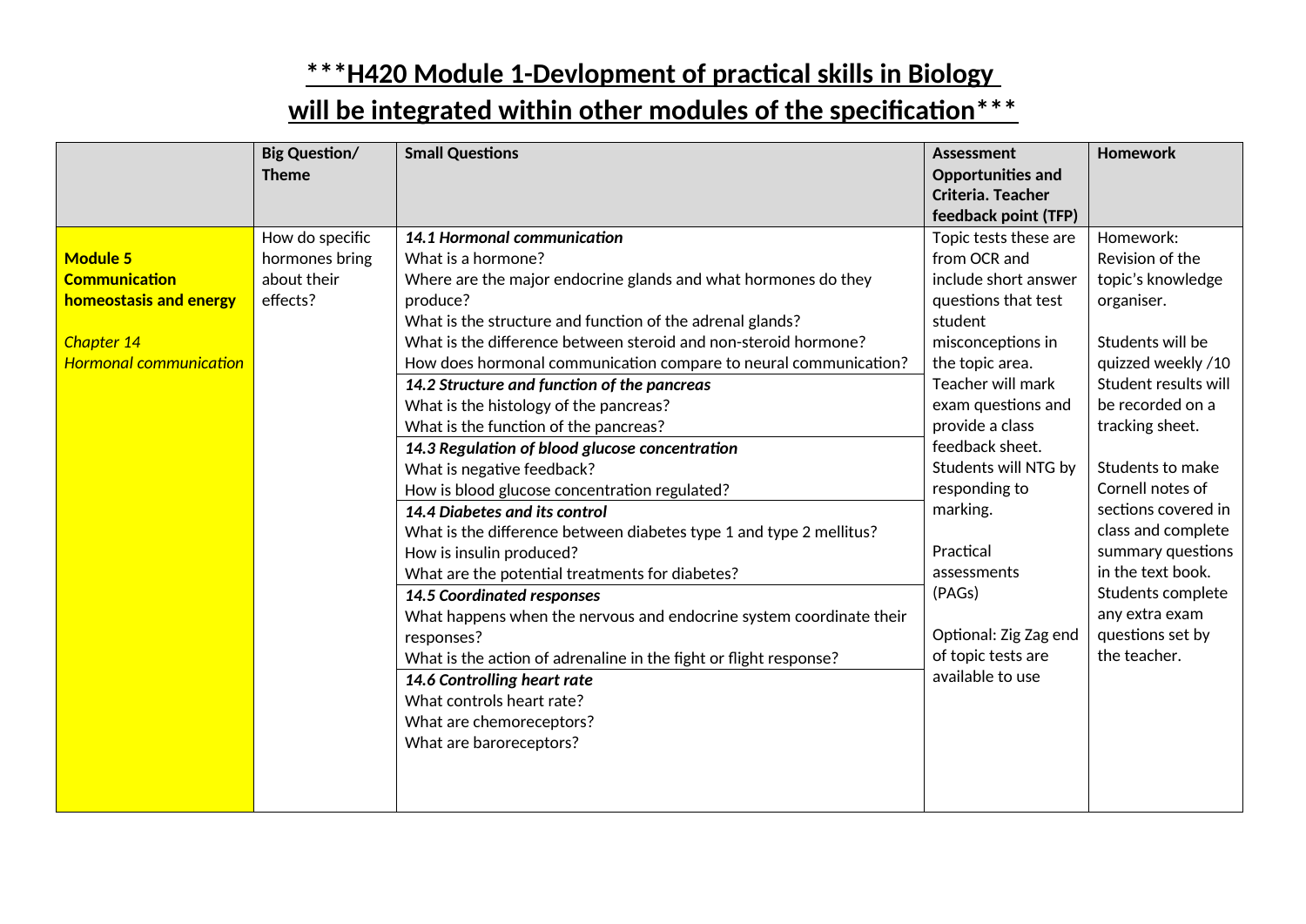## ***H420 Module 1-Devlopment of practical skills in Biology will be integrated within other modules of the specification***

| | Big Question/ Theme | Small Questions | Assessment Opportunities and Criteria. Teacher feedback point (TFP) | Homework |
|---|---|---|---|---|
| **Module 5 Communication homeostasis and energy**<br><br>*Chapter 14 Hormonal communication* | How do specific hormones bring about their effects? | ***14.1 Hormonal communication***<br>What is a hormone?<br>Where are the major endocrine glands and what hormones do they produce?<br>What is the structure and function of the adrenal glands?<br>What is the difference between steroid and non-steroid hormone?<br>How does hormonal communication compare to neural communication?<br>***14.2 Structure and function of the pancreas***<br>What is the histology of the pancreas?<br>What is the function of the pancreas?<br>***14.3 Regulation of blood glucose concentration***<br>What is negative feedback?<br>How is blood glucose concentration regulated?<br>***14.4 Diabetes and its control***<br>What is the difference between diabetes type 1 and type 2 mellitus?<br>How is insulin produced?<br>What are the potential treatments for diabetes?<br>***14.5 Coordinated responses***<br>What happens when the nervous and endocrine system coordinate their responses?<br>What is the action of adrenaline in the fight or flight response?<br>***14.6 Controlling heart rate***<br>What controls heart rate?<br>What are chemoreceptors?<br>What are baroreceptors? | Topic tests these are from OCR and include short answer questions that test student misconceptions in the topic area.<br>Teacher will mark exam questions and provide a class feedback sheet.<br>Students will NTG by responding to marking.<br><br>Practical assessments (PAGs)<br><br>Optional: Zig Zag end of topic tests are available to use | Homework: Revision of the topic's knowledge organiser.<br><br>Students will be quizzed weekly /10 Student results will be recorded on a tracking sheet.<br><br>Students to make Cornell notes of sections covered in class and complete summary questions in the text book. Students complete any extra exam questions set by the teacher. |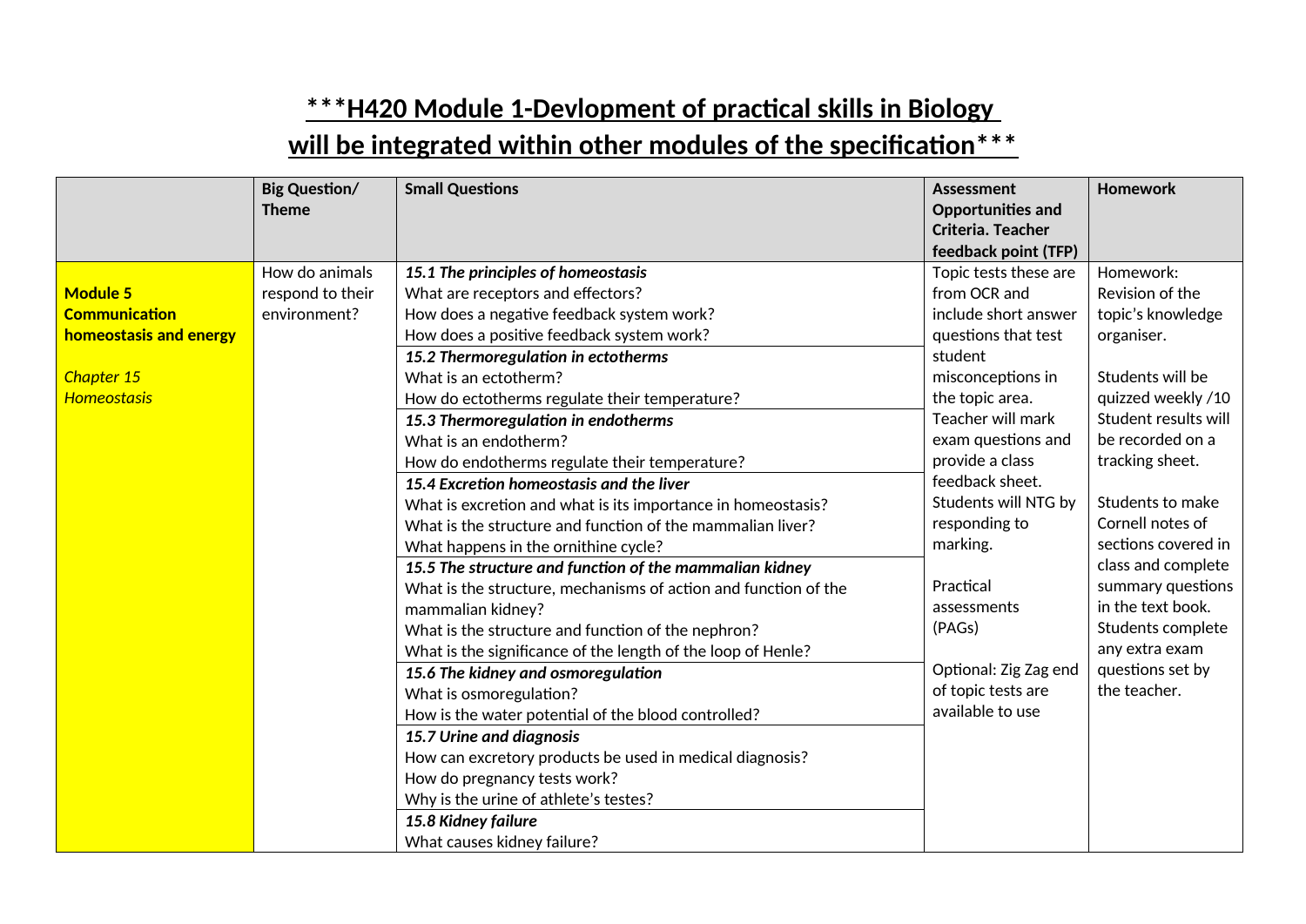**\*\*\*H420 Module 1-Devlopment of practical skills in Biology will be integrated within other modules of the specification\*\*\***

| | Big Question/ Theme | Small Questions | Assessment Opportunities and Criteria. Teacher feedback point (TFP) | Homework |
|---|---|---|---|---|
| **Module 5 Communication homeostasis and energy**<br><br>*Chapter 15 Homeostasis* | How do animals respond to their environment? | ***15.1 The principles of homeostasis***<br>What are receptors and effectors?<br>How does a negative feedback system work?<br>How does a positive feedback system work?<br>***15.2 Thermoregulation in ectotherms***<br>What is an ectotherm?<br>How do ectotherms regulate their temperature?<br>***15.3 Thermoregulation in endotherms***<br>What is an endotherm?<br>How do endotherms regulate their temperature?<br>***15.4 Excretion homeostasis and the liver***<br>What is excretion and what is its importance in homeostasis?<br>What is the structure and function of the mammalian liver?<br>What happens in the ornithine cycle?<br>***15.5 The structure and function of the mammalian kidney***<br>What is the structure, mechanisms of action and function of the mammalian kidney?<br>What is the structure and function of the nephron?<br>What is the significance of the length of the loop of Henle?<br>***15.6 The kidney and osmoregulation***<br>What is osmoregulation?<br>How is the water potential of the blood controlled?<br>***15.7 Urine and diagnosis***<br>How can excretory products be used in medical diagnosis?<br>How do pregnancy tests work?<br>Why is the urine of athlete's testes?<br>***15.8 Kidney failure***<br>What causes kidney failure? | Topic tests these are from OCR and include short answer questions that test student misconceptions in the topic area. Teacher will mark exam questions and provide a class feedback sheet. Students will NTG by responding to marking.<br><br>Practical assessments (PAGs)<br><br>Optional: Zig Zag end of topic tests are available to use | Homework: Revision of the topic's knowledge organiser.<br><br>Students will be quizzed weekly /10 Student results will be recorded on a tracking sheet.<br><br>Students to make Cornell notes of sections covered in class and complete summary questions in the text book. Students complete any extra exam questions set by the teacher. |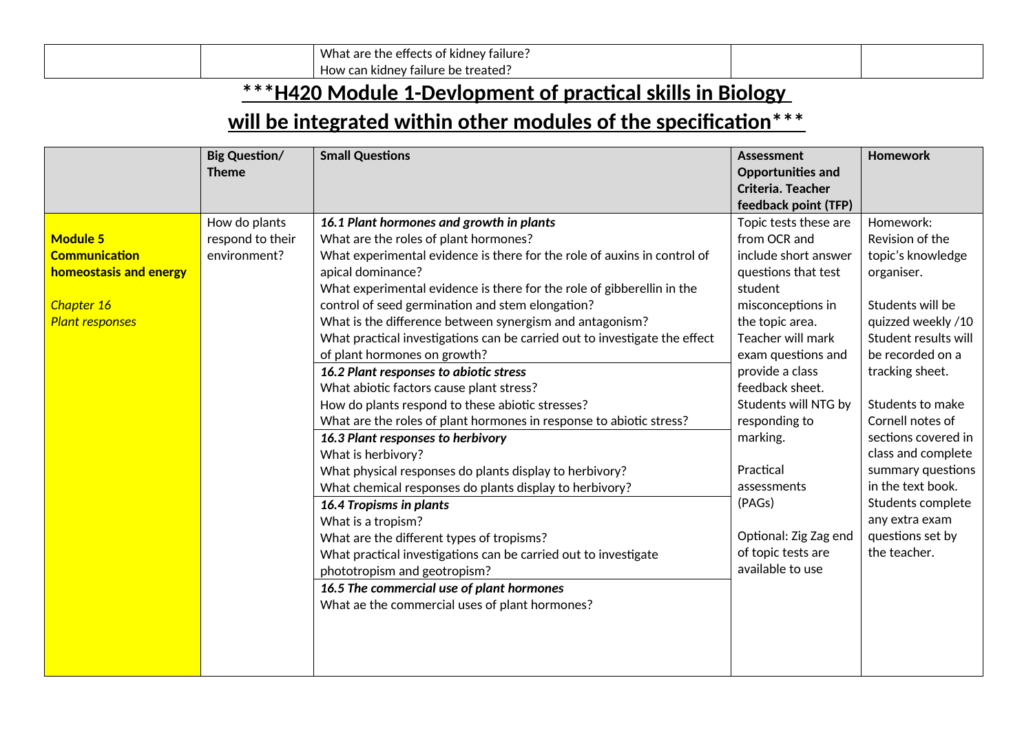| | | What are the effects of kidney failure?<br>How can kidney failure be treated? | | |
|---|---|---|---|---|

## ***H420 Module 1-Devlopment of practical skills in Biology will be integrated within other modules of the specification***

| | Big Question/ Theme | Small Questions | Assessment Opportunities and Criteria. Teacher feedback point (TFP) | Homework |
|---|---|---|---|---|
| **Module 5 Communication homeostasis and energy**<br><br>*Chapter 16 Plant responses* | How do plants respond to their environment? | ***16.1 Plant hormones and growth in plants***<br>What are the roles of plant hormones?<br>What experimental evidence is there for the role of auxins in control of apical dominance?<br>What experimental evidence is there for the role of gibberellin in the control of seed germination and stem elongation?<br>What is the difference between synergism and antagonism?<br>What practical investigations can be carried out to investigate the effect of plant hormones on growth?<br>***16.2 Plant responses to abiotic stress***<br>What abiotic factors cause plant stress?<br>How do plants respond to these abiotic stresses?<br>What are the roles of plant hormones in response to abiotic stress?<br>***16.3 Plant responses to herbivory***<br>What is herbivory?<br>What physical responses do plants display to herbivory?<br>What chemical responses do plants display to herbivory?<br>***16.4 Tropisms in plants***<br>What is a tropism?<br>What are the different types of tropisms?<br>What practical investigations can be carried out to investigate phototropism and geotropism?<br>***16.5 The commercial use of plant hormones***<br>What ae the commercial uses of plant hormones? | Topic tests these are from OCR and include short answer questions that test student misconceptions in the topic area. Teacher will mark exam questions and provide a class feedback sheet. Students will NTG by responding to marking.<br><br>Practical assessments (PAGs)<br><br>Optional: Zig Zag end of topic tests are available to use | Homework: Revision of the topic's knowledge organiser.<br><br>Students will be quizzed weekly /10 Student results will be recorded on a tracking sheet.<br><br>Students to make Cornell notes of sections covered in class and complete summary questions in the text book. Students complete any extra exam questions set by the teacher. |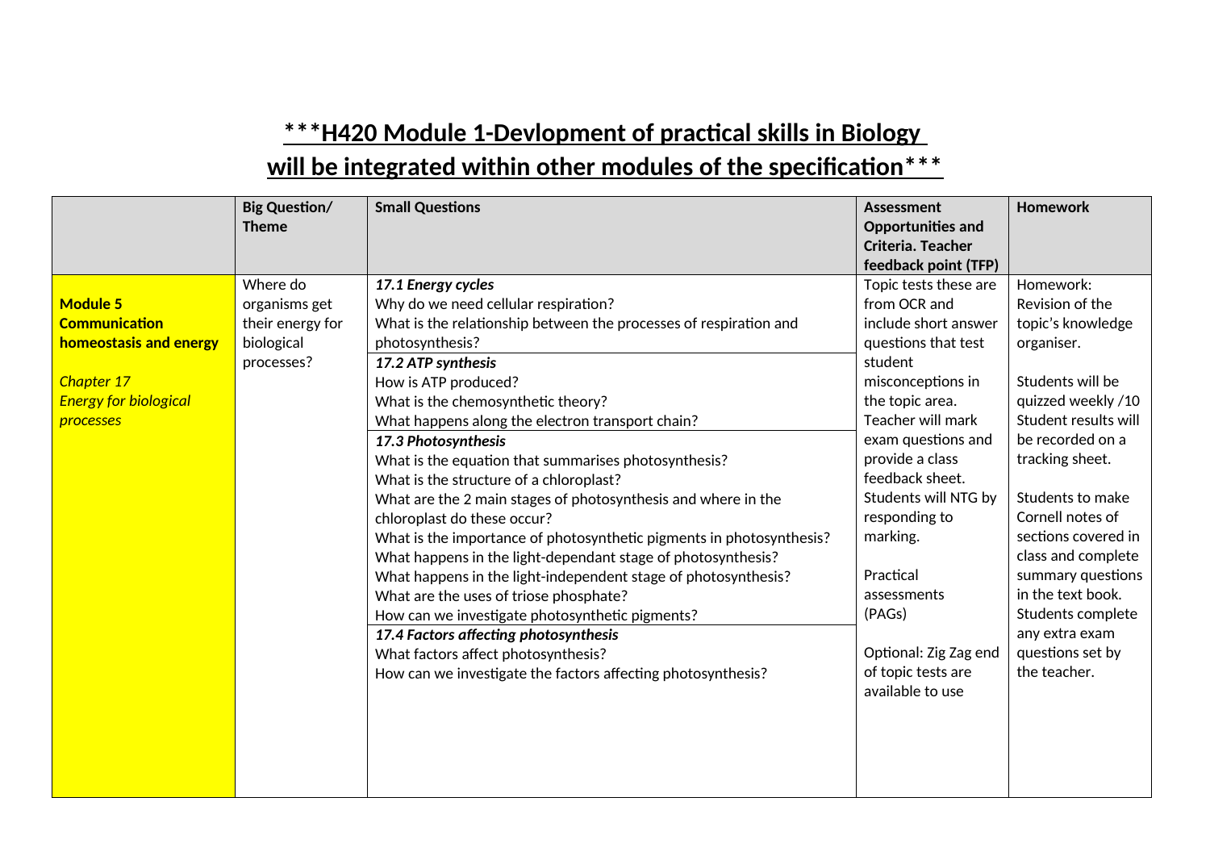## ***H420 Module 1-Devlopment of practical skills in Biology will be integrated within other modules of the specification***

| | Big Question/ Theme | Small Questions | Assessment Opportunities and Criteria. Teacher feedback point (TFP) | Homework |
|---|---|---|---|---|
| **Module 5 Communication homeostasis and energy**<br><br>*Chapter 17 Energy for biological processes* | Where do organisms get their energy for biological processes? | ***17.1 Energy cycles***<br>Why do we need cellular respiration?<br>What is the relationship between the processes of respiration and photosynthesis?<br>***17.2 ATP synthesis***<br>How is ATP produced?<br>What is the chemosynthetic theory?<br>What happens along the electron transport chain?<br>***17.3 Photosynthesis***<br>What is the equation that summarises photosynthesis?<br>What is the structure of a chloroplast?<br>What are the 2 main stages of photosynthesis and where in the chloroplast do these occur?<br>What is the importance of photosynthetic pigments in photosynthesis?<br>What happens in the light-dependant stage of photosynthesis?<br>What happens in the light-independent stage of photosynthesis?<br>What are the uses of triose phosphate?<br>How can we investigate photosynthetic pigments?<br>***17.4 Factors affecting photosynthesis***<br>What factors affect photosynthesis?<br>How can we investigate the factors affecting photosynthesis? | Topic tests these are from OCR and include short answer questions that test student misconceptions in the topic area. Teacher will mark exam questions and provide a class feedback sheet. Students will NTG by responding to marking.<br><br>Practical assessments (PAGs)<br><br>Optional: Zig Zag end of topic tests are available to use | Homework: Revision of the topic's knowledge organiser.<br><br>Students will be quizzed weekly /10 Student results will be recorded on a tracking sheet.<br><br>Students to make Cornell notes of sections covered in class and complete summary questions in the text book. Students complete any extra exam questions set by the teacher. |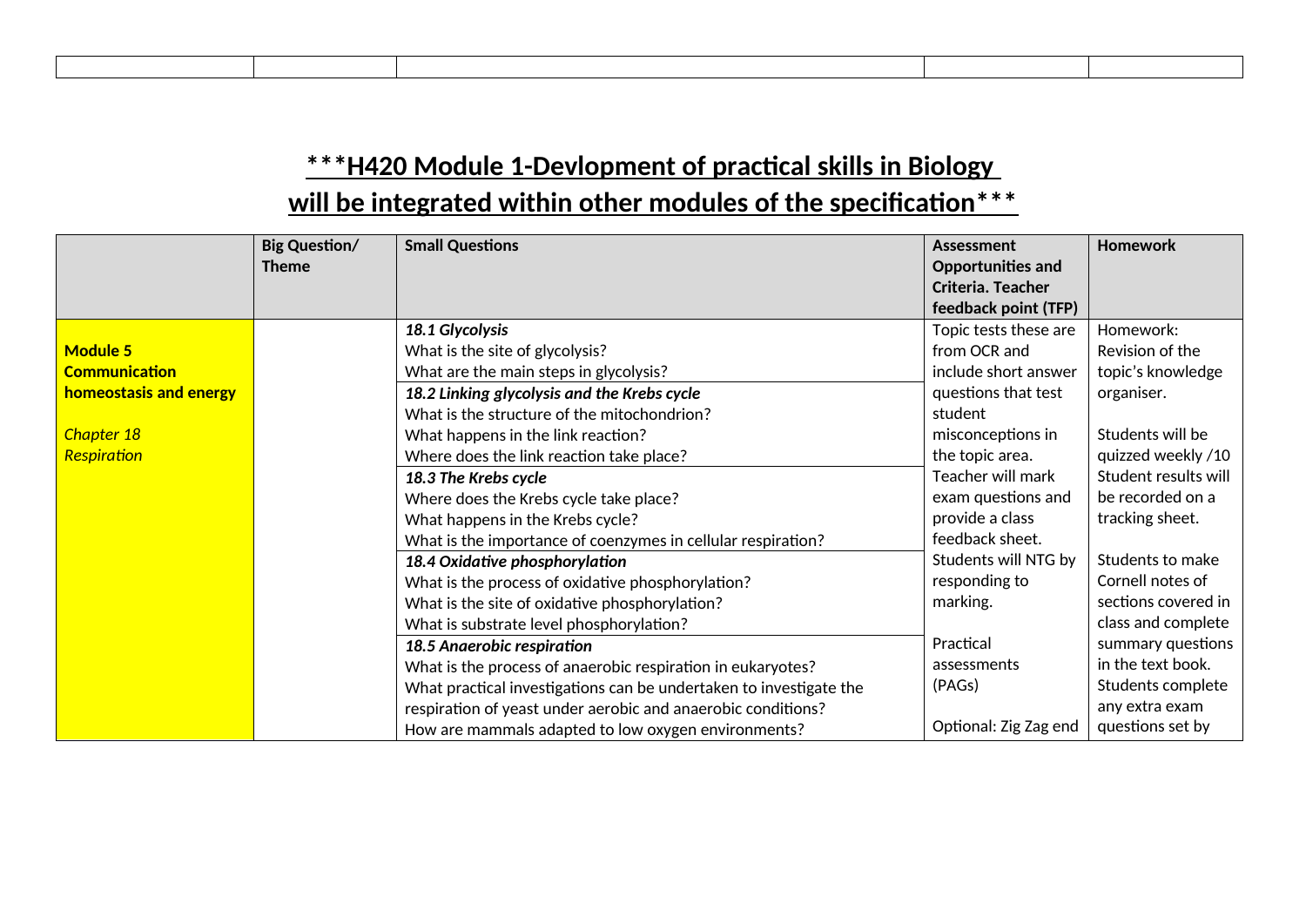| | | | | |
|---|---|---|---|---|

## ***H420 Module 1-Devlopment of practical skills in Biology will be integrated within other modules of the specification***

| | Big Question/ Theme | Small Questions | Assessment Opportunities and Criteria. Teacher feedback point (TFP) | Homework |
|---|---|---|---|---|
| **Module 5 Communication homeostasis and energy**<br><br>*Chapter 18 Respiration* | | ***18.1 Glycolysis***<br>What is the site of glycolysis?<br>What are the main steps in glycolysis?<br>***18.2 Linking glycolysis and the Krebs cycle***<br>What is the structure of the mitochondrion?<br>What happens in the link reaction?<br>Where does the link reaction take place?<br>***18.3 The Krebs cycle***<br>Where does the Krebs cycle take place?<br>What happens in the Krebs cycle?<br>What is the importance of coenzymes in cellular respiration?<br>***18.4 Oxidative phosphorylation***<br>What is the process of oxidative phosphorylation?<br>What is the site of oxidative phosphorylation?<br>What is substrate level phosphorylation?<br>***18.5 Anaerobic respiration***<br>What is the process of anaerobic respiration in eukaryotes?<br>What practical investigations can be undertaken to investigate the respiration of yeast under aerobic and anaerobic conditions?<br>How are mammals adapted to low oxygen environments? | Topic tests these are from OCR and include short answer questions that test student misconceptions in the topic area. Teacher will mark exam questions and provide a class feedback sheet. Students will NTG by responding to marking.<br><br>Practical assessments (PAGs)<br><br>Optional: Zig Zag end | Homework: Revision of the topic's knowledge organiser.<br><br>Students will be quizzed weekly /10 Student results will be recorded on a tracking sheet.<br><br>Students to make Cornell notes of sections covered in class and complete summary questions in the text book. Students complete any extra exam questions set by |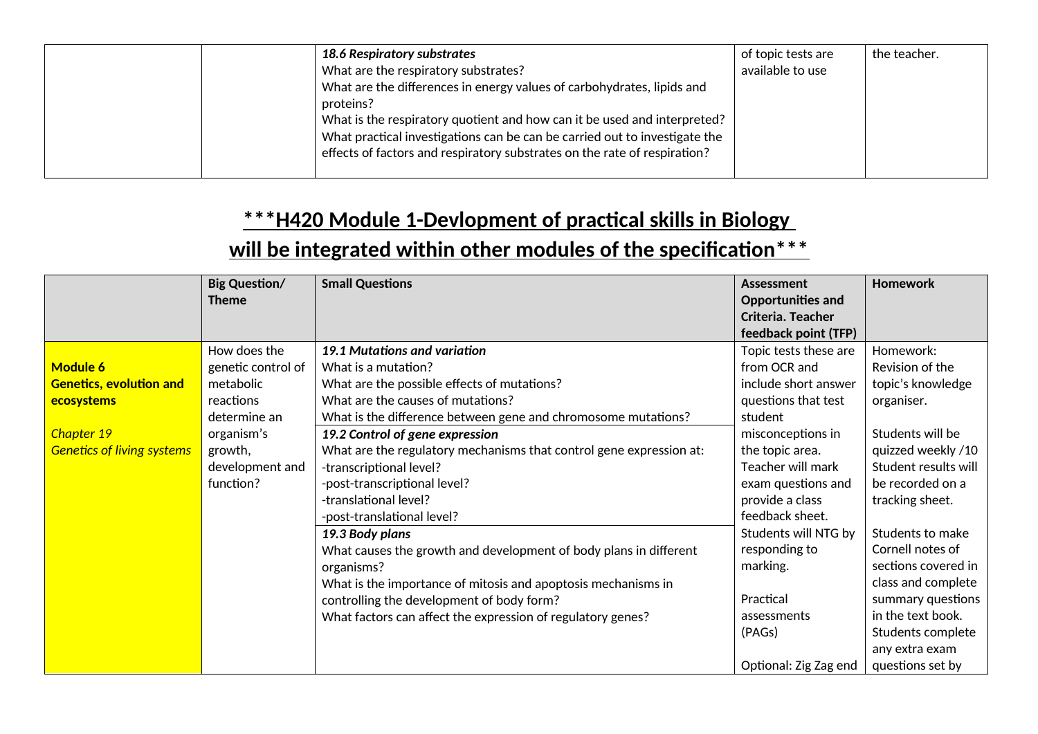| | | *18.6 Respiratory substrates*<br>What are the respiratory substrates?<br>What are the differences in energy values of carbohydrates, lipids and proteins?<br>What is the respiratory quotient and how can it be used and interpreted?<br>What practical investigations can be can be carried out to investigate the effects of factors and respiratory substrates on the rate of respiration? | of topic tests are available to use | the teacher. |
|---|---|---|---|---|

## ***H420 Module 1-Devlopment of practical skills in Biology will be integrated within other modules of the specification***

| | Big Question/ Theme | Small Questions | Assessment Opportunities and Criteria. Teacher feedback point (TFP) | Homework |
|---|---|---|---|---|
| **Module 6 Genetics, evolution and ecosystems**<br><br>*Chapter 19 Genetics of living systems* | How does the genetic control of metabolic reactions determine an organism's growth, development and function? | ***19.1 Mutations and variation***<br>What is a mutation?<br>What are the possible effects of mutations?<br>What are the causes of mutations?<br>What is the difference between gene and chromosome mutations?<br>***19.2 Control of gene expression***<br>What are the regulatory mechanisms that control gene expression at:<br>-transcriptional level?<br>-post-transcriptional level?<br>-translational level?<br>-post-translational level?<br>***19.3 Body plans***<br>What causes the growth and development of body plans in different organisms?<br>What is the importance of mitosis and apoptosis mechanisms in controlling the development of body form?<br>What factors can affect the expression of regulatory genes? | Topic tests these are from OCR and include short answer questions that test student misconceptions in the topic area. Teacher will mark exam questions and provide a class feedback sheet. Students will NTG by responding to marking.<br><br>Practical assessments (PAGs)<br><br>Optional: Zig Zag end | Homework: Revision of the topic's knowledge organiser.<br><br>Students will be quizzed weekly /10 Student results will be recorded on a tracking sheet.<br><br>Students to make Cornell notes of sections covered in class and complete summary questions in the text book. Students complete any extra exam questions set by |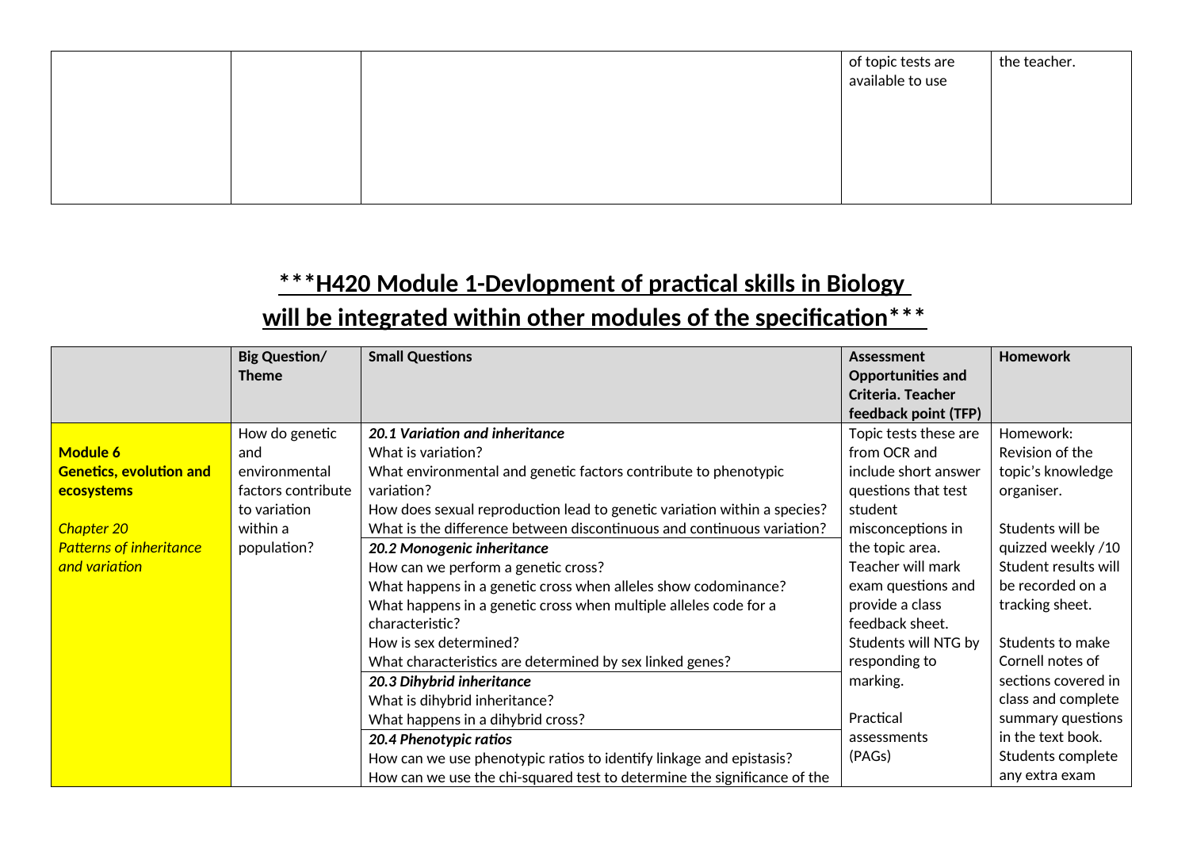| | | | of topic tests are available to use | the teacher. |
|---|---|---|---|---|

## ***H420 Module 1-Devlopment of practical skills in Biology will be integrated within other modules of the specification***

| | Big Question/ Theme | Small Questions | Assessment Opportunities and Criteria. Teacher feedback point (TFP) | Homework |
|---|---|---|---|---|
| **Module 6** **Genetics, evolution and ecosystems** *Chapter 20* *Patterns of inheritance and variation* | How do genetic and environmental factors contribute to variation within a population? | ***20.1 Variation and inheritance*** What is variation? What environmental and genetic factors contribute to phenotypic variation? How does sexual reproduction lead to genetic variation within a species? What is the difference between discontinuous and continuous variation? ***20.2 Monogenic inheritance*** How can we perform a genetic cross? What happens in a genetic cross when alleles show codominance? What happens in a genetic cross when multiple alleles code for a characteristic? How is sex determined? What characteristics are determined by sex linked genes? ***20.3 Dihybrid inheritance*** What is dihybrid inheritance? What happens in a dihybrid cross? ***20.4 Phenotypic ratios*** How can we use phenotypic ratios to identify linkage and epistasis? How can we use the chi-squared test to determine the significance of the | Topic tests these are from OCR and include short answer questions that test student misconceptions in the topic area. Teacher will mark exam questions and provide a class feedback sheet. Students will NTG by responding to marking. Practical assessments (PAGs) | Homework: Revision of the topic's knowledge organiser. Students will be quizzed weekly /10 Student results will be recorded on a tracking sheet. Students to make Cornell notes of sections covered in class and complete summary questions in the text book. Students complete any extra exam |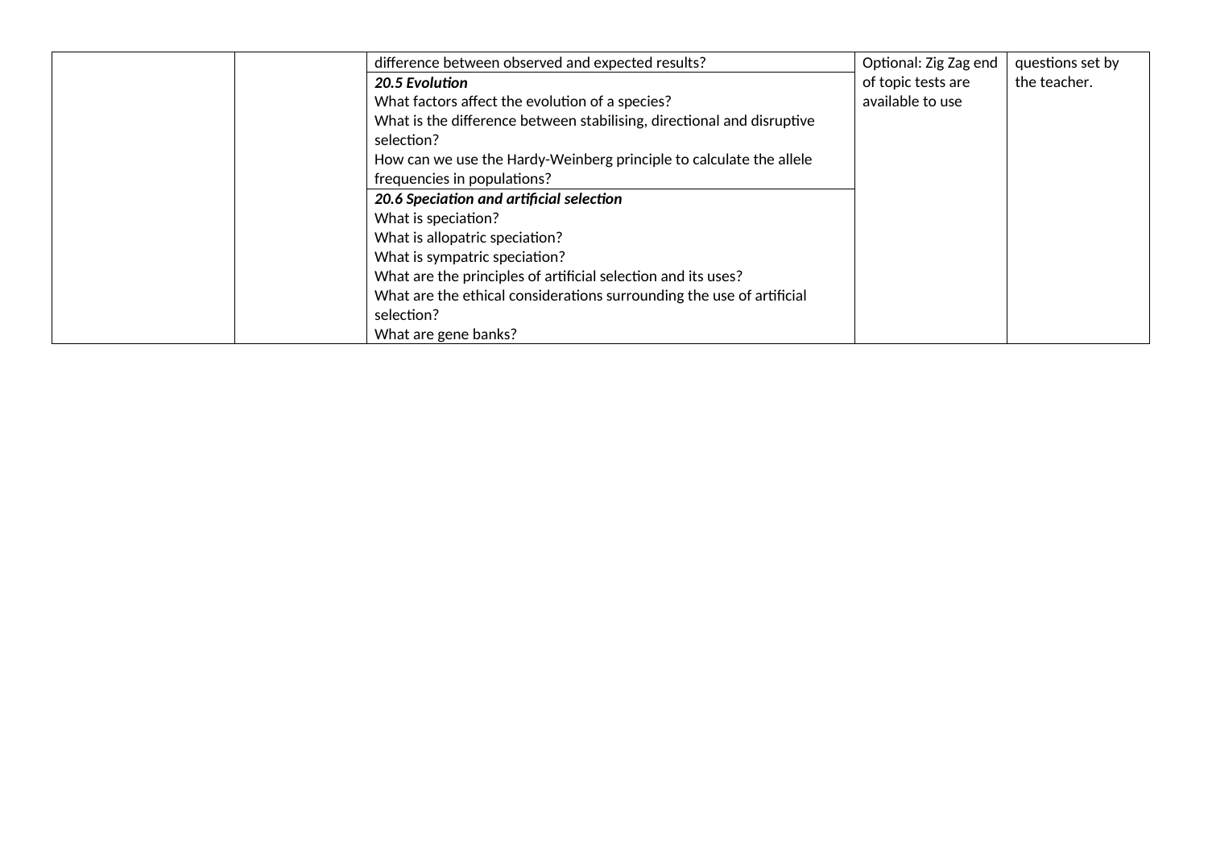|  |  |  |  |  |
|---|---|---|---|---|
|  |  | difference between observed and expected results? | Optional: Zig Zag end of topic tests are available to use | questions set by the teacher. |
|  |  | ***20.5 Evolution***<br>What factors affect the evolution of a species?<br>What is the difference between stabilising, directional and disruptive selection?<br>How can we use the Hardy-Weinberg principle to calculate the allele frequencies in populations? |  |  |
|  |  | ***20.6 Speciation and artificial selection***<br>What is speciation?<br>What is allopatric speciation?<br>What is sympatric speciation?<br>What are the principles of artificial selection and its uses?<br>What are the ethical considerations surrounding the use of artificial selection?<br>What are gene banks? |  |  |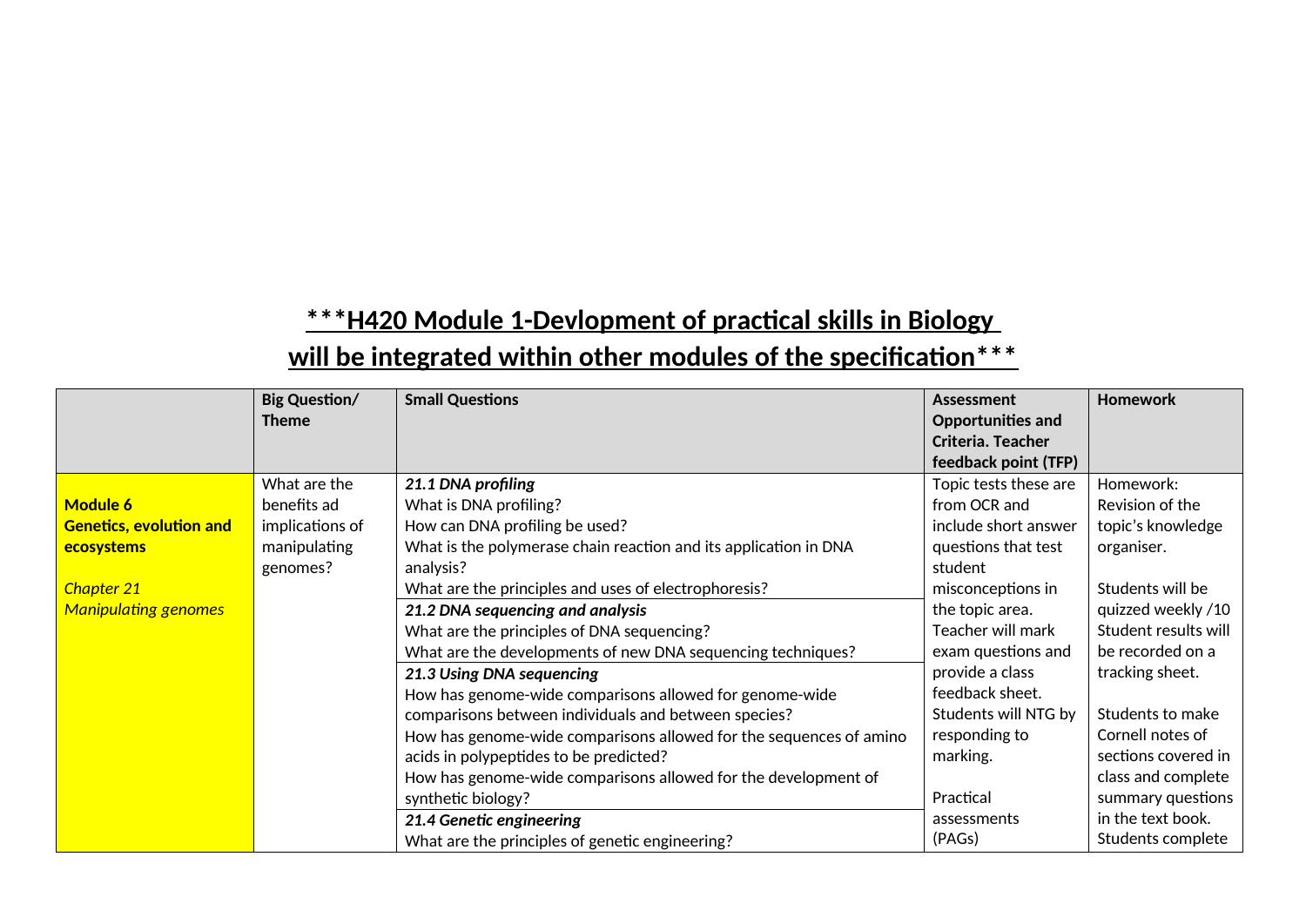## ***H420 Module 1-Devlopment of practical skills in Biology will be integrated within other modules of the specification***

| | Big Question/ Theme | Small Questions | Assessment Opportunities and Criteria. Teacher feedback point (TFP) | Homework |
|---|---|---|---|---|
| **Module 6** **Genetics, evolution and ecosystems** *Chapter 21 Manipulating genomes* | What are the benefits ad implications of manipulating genomes? | ***21.1 DNA profiling*** What is DNA profiling? How can DNA profiling be used? What is the polymerase chain reaction and its application in DNA analysis? What are the principles and uses of electrophoresis? ***21.2 DNA sequencing and analysis*** What are the principles of DNA sequencing? What are the developments of new DNA sequencing techniques? ***21.3 Using DNA sequencing*** How has genome-wide comparisons allowed for genome-wide comparisons between individuals and between species? How has genome-wide comparisons allowed for the sequences of amino acids in polypeptides to be predicted? How has genome-wide comparisons allowed for the development of synthetic biology? ***21.4 Genetic engineering*** What are the principles of genetic engineering? | Topic tests these are from OCR and include short answer questions that test student misconceptions in the topic area. Teacher will mark exam questions and provide a class feedback sheet. Students will NTG by responding to marking. Practical assessments (PAGs) | Homework: Revision of the topic's knowledge organiser. Students will be quizzed weekly /10 Student results will be recorded on a tracking sheet. Students to make Cornell notes of sections covered in class and complete summary questions in the text book. Students complete |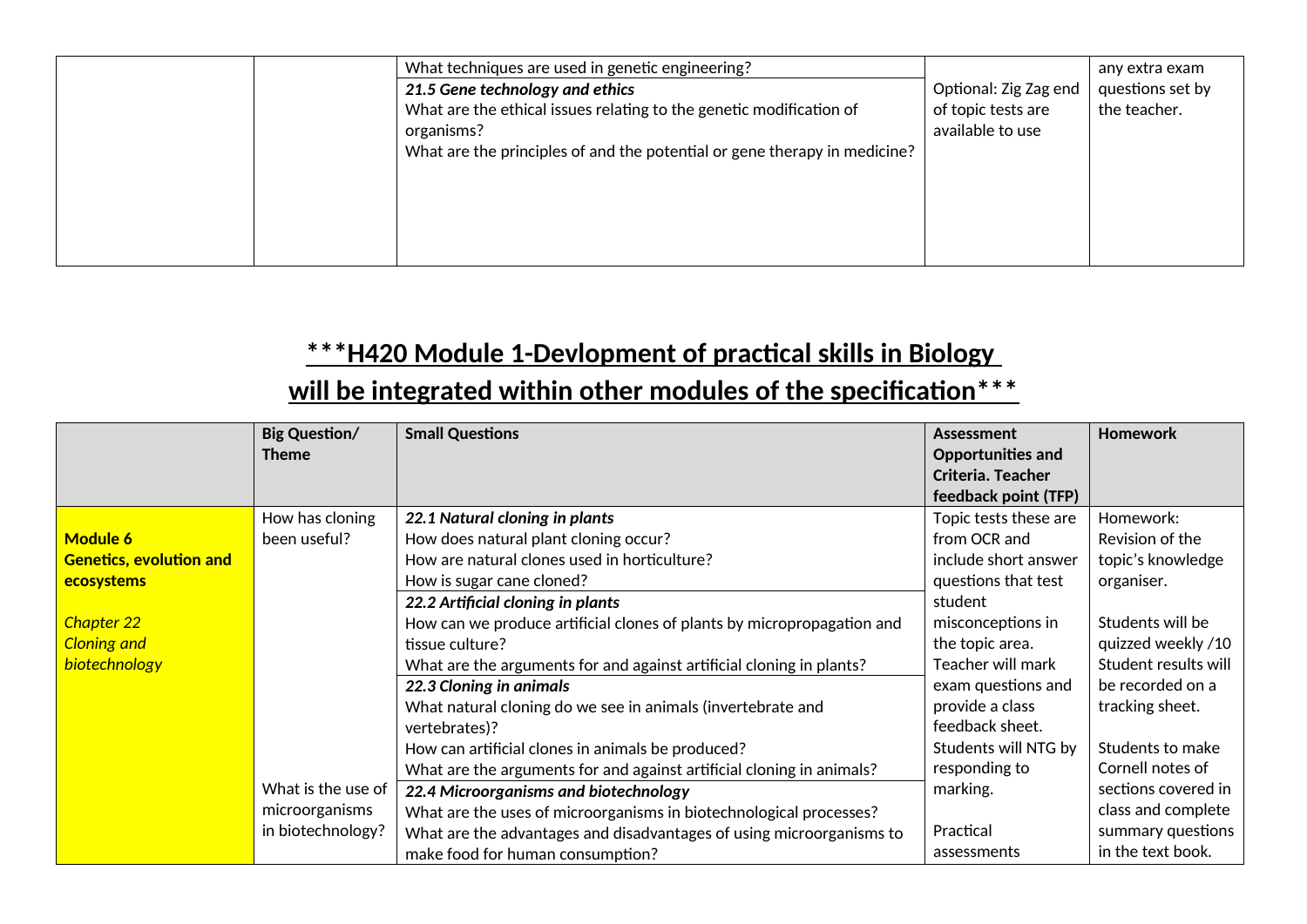| | | | | |
|---|---|---|---|---|
| | | What techniques are used in genetic engineering? | | any extra exam questions set by the teacher. |
| | | ***21.5 Gene technology and ethics*** What are the ethical issues relating to the genetic modification of organisms? What are the principles of and the potential or gene therapy in medicine? | Optional: Zig Zag end of topic tests are available to use | |

## ***H420 Module 1-Devlopment of practical skills in Biology will be integrated within other modules of the specification***

| | Big Question/ Theme | Small Questions | Assessment Opportunities and Criteria. Teacher feedback point (TFP) | Homework |
|---|---|---|---|---|
| **Module 6 Genetics, evolution and ecosystems** *Chapter 22 Cloning and biotechnology* | How has cloning been useful? | ***22.1 Natural cloning in plants*** How does natural plant cloning occur? How are natural clones used in horticulture? How is sugar cane cloned? | Topic tests these are from OCR and include short answer questions that test student misconceptions in the topic area. Teacher will mark exam questions and provide a class feedback sheet. Students will NTG by responding to marking. Practical assessments | Homework: Revision of the topic's knowledge organiser. Students will be quizzed weekly /10 Student results will be recorded on a tracking sheet. Students to make Cornell notes of sections covered in class and complete summary questions in the text book. |
| | | ***22.2 Artificial cloning in plants*** How can we produce artificial clones of plants by micropropagation and tissue culture? What are the arguments for and against artificial cloning in plants? | | |
| | | ***22.3 Cloning in animals*** What natural cloning do we see in animals (invertebrate and vertebrates)? How can artificial clones in animals be produced? What are the arguments for and against artificial cloning in animals? | | |
| | What is the use of microorganisms in biotechnology? | ***22.4 Microorganisms and biotechnology*** What are the uses of microorganisms in biotechnological processes? What are the advantages and disadvantages of using microorganisms to make food for human consumption? | | |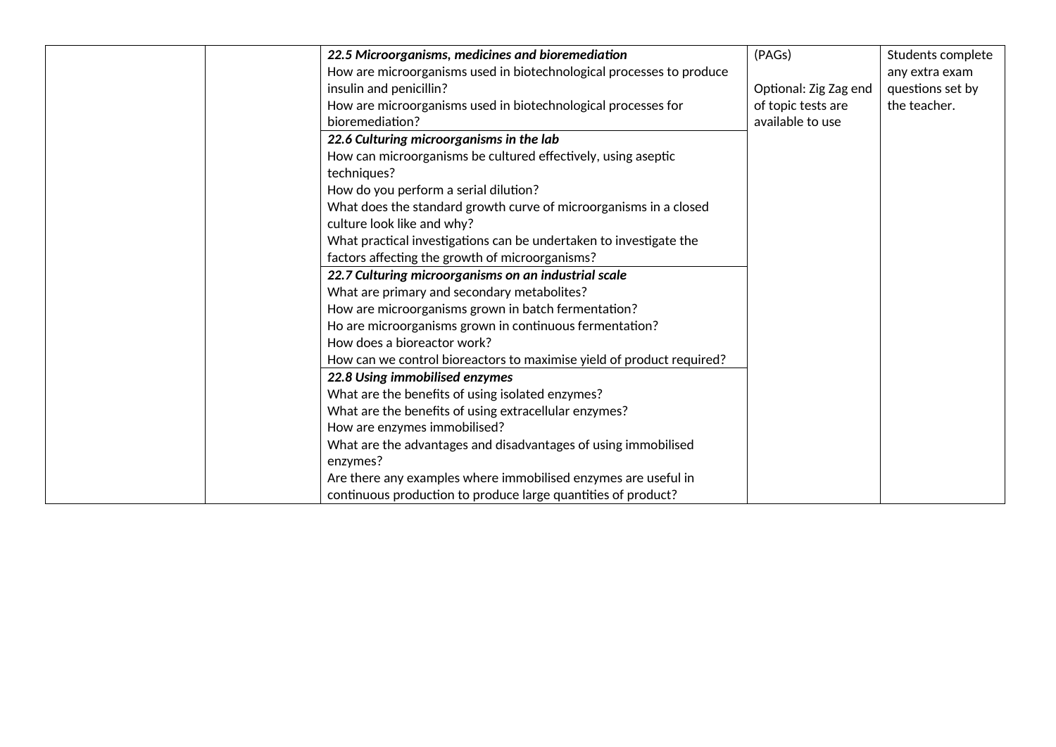|  |  |  |  |  |
|---|---|---|---|---|
|  |  | ***22.5 Microorganisms, medicines and bioremediation***<br>How are microorganisms used in biotechnological processes to produce insulin and penicillin?<br>How are microorganisms used in biotechnological processes for bioremediation? | (PAGs)<br><br>Optional: Zig Zag end of topic tests are available to use | Students complete any extra exam questions set by the teacher. |
|  |  | ***22.6 Culturing microorganisms in the lab***<br>How can microorganisms be cultured effectively, using aseptic techniques?<br>How do you perform a serial dilution?<br>What does the standard growth curve of microorganisms in a closed culture look like and why?<br>What practical investigations can be undertaken to investigate the factors affecting the growth of microorganisms? |  |  |
|  |  | ***22.7 Culturing microorganisms on an industrial scale***<br>What are primary and secondary metabolites?<br>How are microorganisms grown in batch fermentation?<br>Ho are microorganisms grown in continuous fermentation?<br>How does a bioreactor work?<br>How can we control bioreactors to maximise yield of product required? |  |  |
|  |  | ***22.8 Using immobilised enzymes***<br>What are the benefits of using isolated enzymes?<br>What are the benefits of using extracellular enzymes?<br>How are enzymes immobilised?<br>What are the advantages and disadvantages of using immobilised enzymes?<br>Are there any examples where immobilised enzymes are useful in continuous production to produce large quantities of product? |  |  |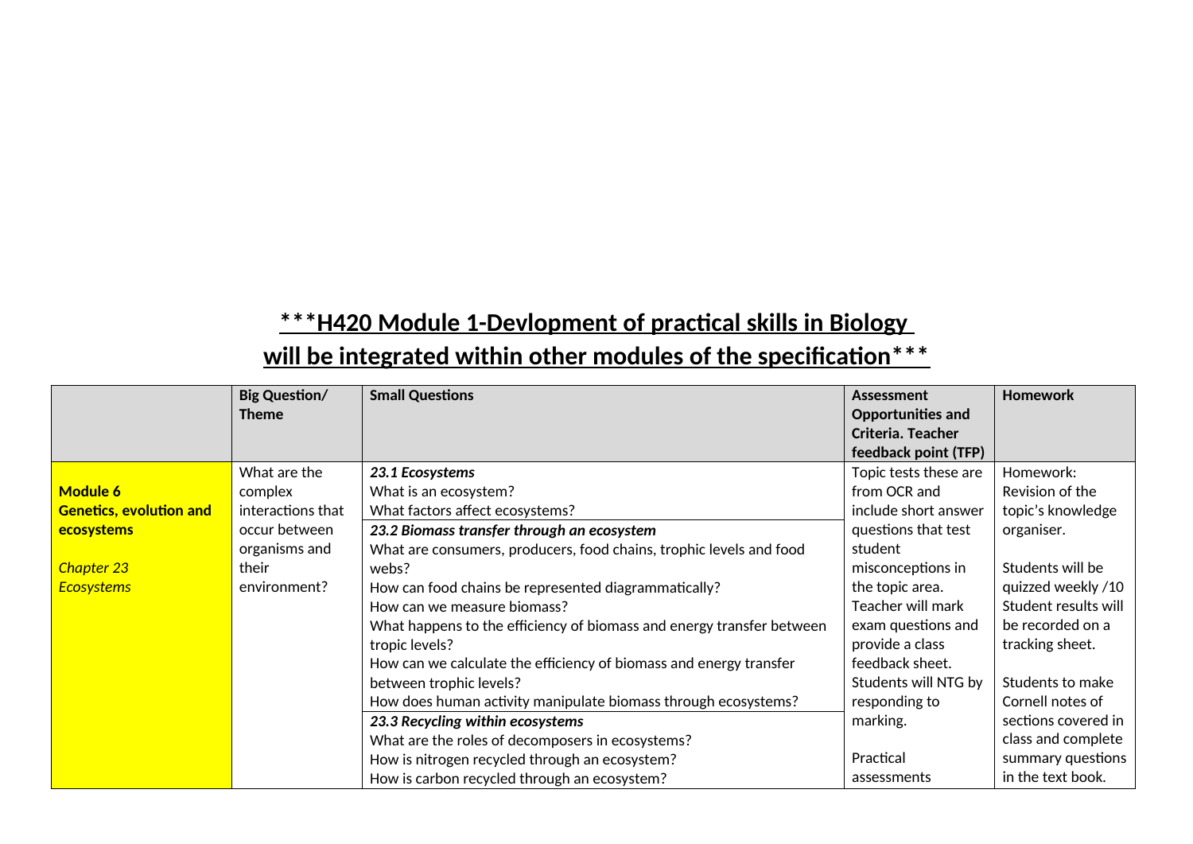**\*\*\*H420 Module 1-Devlopment of practical skills in Biology will be integrated within other modules of the specification\*\*\***

| | **Big Question/ Theme** | **Small Questions** | **Assessment Opportunities and Criteria. Teacher feedback point (TFP)** | **Homework** |
|---|---|---|---|---|
| **Module 6 Genetics, evolution and ecosystems**<br><br>*Chapter 23 Ecosystems* | What are the complex interactions that occur between organisms and their environment? | ***23.1 Ecosystems***<br>What is an ecosystem?<br>What factors affect ecosystems?<br>***23.2 Biomass transfer through an ecosystem***<br>What are consumers, producers, food chains, trophic levels and food webs?<br>How can food chains be represented diagrammatically?<br>How can we measure biomass?<br>What happens to the efficiency of biomass and energy transfer between tropic levels?<br>How can we calculate the efficiency of biomass and energy transfer between trophic levels?<br>How does human activity manipulate biomass through ecosystems?<br>***23.3 Recycling within ecosystems***<br>What are the roles of decomposers in ecosystems?<br>How is nitrogen recycled through an ecosystem?<br>How is carbon recycled through an ecosystem? | Topic tests these are from OCR and include short answer questions that test student misconceptions in the topic area. Teacher will mark exam questions and provide a class feedback sheet. Students will NTG by responding to marking.<br><br>Practical assessments | Homework: Revision of the topic's knowledge organiser.<br><br>Students will be quizzed weekly /10 Student results will be recorded on a tracking sheet.<br><br>Students to make Cornell notes of sections covered in class and complete summary questions in the text book. |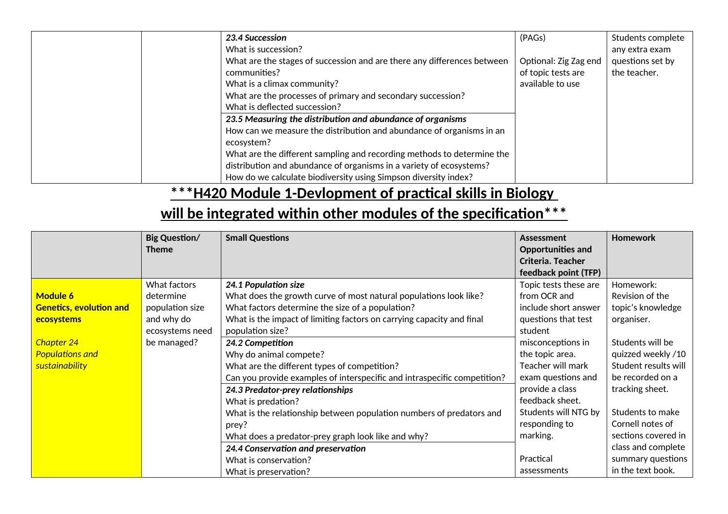| | | | | |
|---|---|---|---|---|
| | | ***23.4 Succession***<br>What is succession?<br>What are the stages of succession and are there any differences between communities?<br>What is a climax community?<br>What are the processes of primary and secondary succession?<br>What is deflected succession? | (PAGs)<br><br>Optional: Zig Zag end of topic tests are available to use | Students complete any extra exam questions set by the teacher. |
| | | ***23.5 Measuring the distribution and abundance of organisms***<br>How can we measure the distribution and abundance of organisms in an ecosystem?<br>What are the different sampling and recording methods to determine the distribution and abundance of organisms in a variety of ecosystems?<br>How do we calculate biodiversity using Simpson diversity index? | | |

## ***H420 Module 1-Devlopment of practical skills in Biology will be integrated within other modules of the specification***

| | Big Question/ Theme | Small Questions | Assessment Opportunities and Criteria. Teacher feedback point (TFP) | Homework |
|---|---|---|---|---|
| **Module 6**<br>**Genetics, evolution and ecosystems**<br><br>*Chapter 24*<br>*Populations and sustainability* | What factors determine population size and why do ecosystems need be managed? | ***24.1 Population size***<br>What does the growth curve of most natural populations look like?<br>What factors determine the size of a population?<br>What is the impact of limiting factors on carrying capacity and final population size? | Topic tests these are from OCR and include short answer questions that test student misconceptions in the topic area.<br>Teacher will mark exam questions and provide a class feedback sheet.<br>Students will NTG by responding to marking.<br><br>Practical assessments | Homework:<br>Revision of the topic's knowledge organiser.<br><br>Students will be quizzed weekly /10 Student results will be recorded on a tracking sheet.<br><br>Students to make Cornell notes of sections covered in class and complete summary questions in the text book. |
| | | ***24.2 Competition***<br>Why do animal compete?<br>What are the different types of competition?<br>Can you provide examples of interspecific and intraspecific competition? | | |
| | | ***24.3 Predator-prey relationships***<br>What is predation?<br>What is the relationship between population numbers of predators and prey?<br>What does a predator-prey graph look like and why? | | |
| | | ***24.4 Conservation and preservation***<br>What is conservation?<br>What is preservation? | | |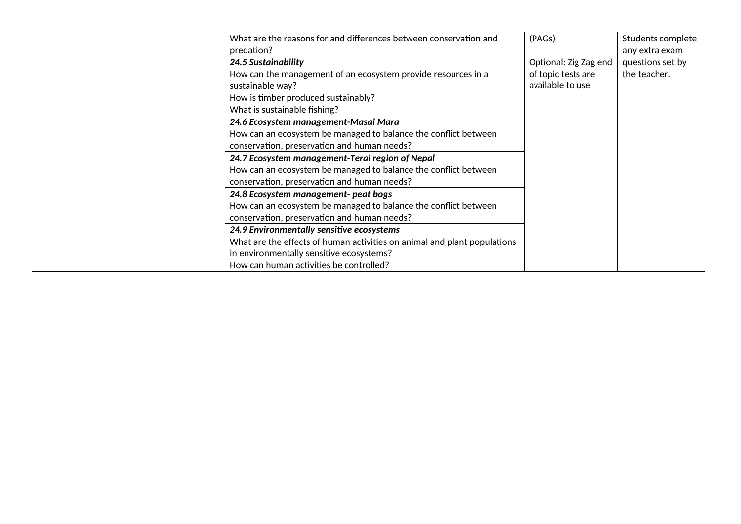| | | | | |
|---|---|---|---|---|
| | | What are the reasons for and differences between conservation and predation? | (PAGs)<br><br>Optional: Zig Zag end of topic tests are available to use | Students complete any extra exam questions set by the teacher. |
| | | ***24.5 Sustainability***<br>How can the management of an ecosystem provide resources in a sustainable way?<br>How is timber produced sustainably?<br>What is sustainable fishing? | | |
| | | ***24.6 Ecosystem management-Masai Mara***<br>How can an ecosystem be managed to balance the conflict between conservation, preservation and human needs? | | |
| | | ***24.7 Ecosystem management-Terai region of Nepal***<br>How can an ecosystem be managed to balance the conflict between conservation, preservation and human needs? | | |
| | | ***24.8 Ecosystem management- peat bogs***<br>How can an ecosystem be managed to balance the conflict between conservation, preservation and human needs? | | |
| | | ***24.9 Environmentally sensitive ecosystems***<br>What are the effects of human activities on animal and plant populations in environmentally sensitive ecosystems?<br>How can human activities be controlled? | | |